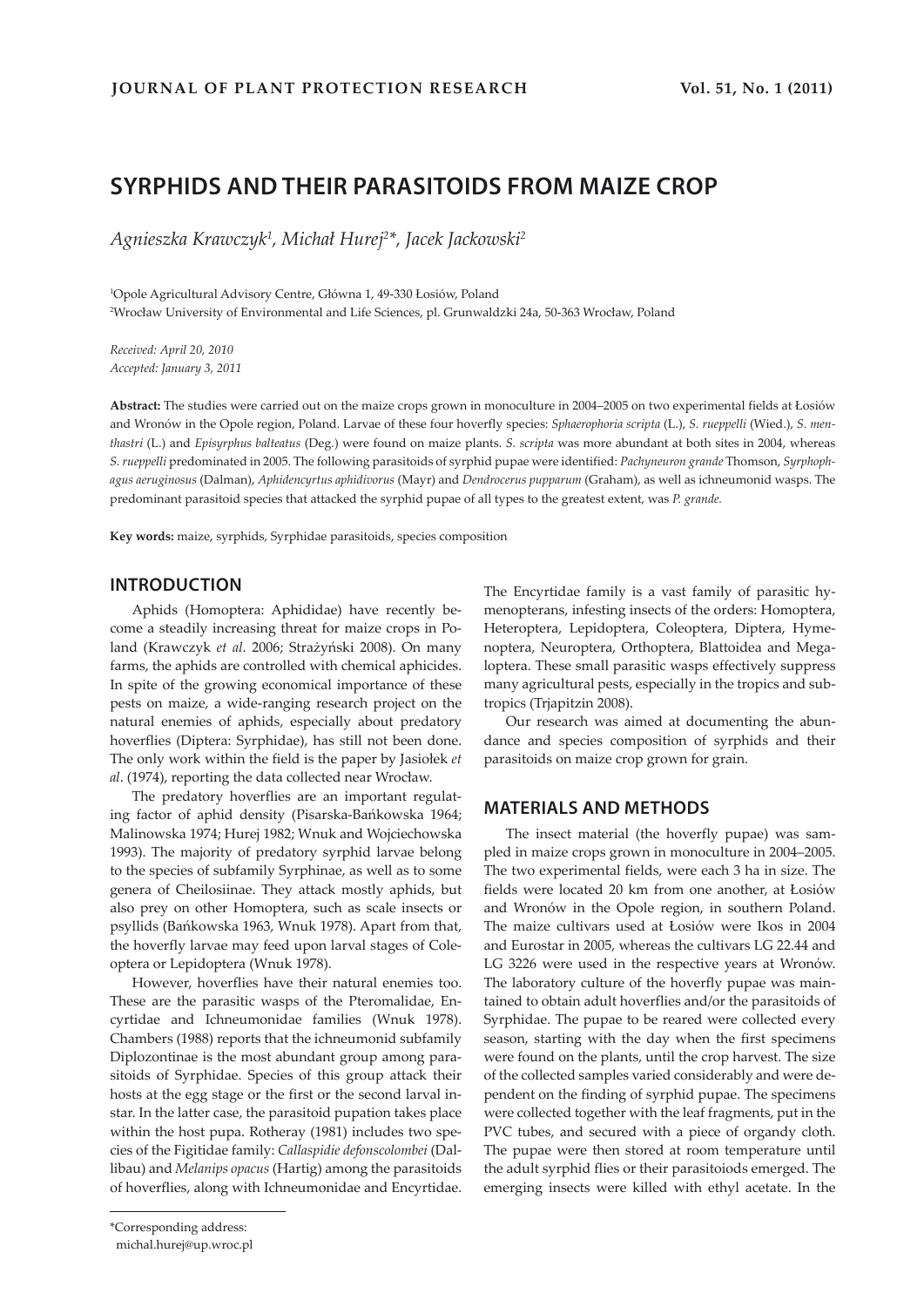# SYRPHIDS AND THEIR PARASITOIDS FROM MAIZE CROP

*Agnieszka Krawczyk*[1], *Michał Hurej*[2*], *Jacek Jackowski*[2]

[1]Opole Agricultural Advisory Centre, Główna 1, 49-330 Łosiów, Poland
[2]Wrocław University of Environmental and Life Sciences, pl. Grunwaldzki 24a, 50-363 Wrocław, Poland

*Received: April 20, 2010*
*Accepted: January 3, 2011*

**Abstract:** The studies were carried out on the maize crops grown in monoculture in 2004–2005 on two experimental fields at Łosiów and Wronów in the Opole region, Poland. Larvae of these four hoverfly species: *Sphaerophoria scripta* (L.), *S. rueppelli* (Wied.), *S. menthastri* (L.) and *Episyrphus balteatus* (Deg.) were found on maize plants. *S. scripta* was more abundant at both sites in 2004, whereas *S. rueppelli* predominated in 2005. The following parasitoids of syrphid pupae were identified: *Pachyneuron grande* Thomson, *Syrphophagus aeruginosus* (Dalman), *Aphidencyrtus aphidivorus* (Mayr) and *Dendrocerus pupparum* (Graham), as well as ichneumonid wasps. The predominant parasitoid species that attacked the syrphid pupae of all types to the greatest extent, was *P. grande*.

**Key words:** maize, syrphids, Syrphidae parasitoids, species composition

## INTRODUCTION

Aphids (Homoptera: Aphididae) have recently become a steadily increasing threat for maize crops in Poland (Krawczyk *et al*. 2006; Strażyński 2008). On many farms, the aphids are controlled with chemical aphicides. In spite of the growing economical importance of these pests on maize, a wide-ranging research project on the natural enemies of aphids, especially about predatory hoverflies (Diptera: Syrphidae), has still not been done. The only work within the field is the paper by Jasiołek *et al*. (1974), reporting the data collected near Wrocław.

The predatory hoverflies are an important regulating factor of aphid density (Pisarska-Bańkowska 1964; Malinowska 1974; Hurej 1982; Wnuk and Wojciechowska 1993). The majority of predatory syrphid larvae belong to the species of subfamily Syrphinae, as well as to some genera of Cheilosiinae. They attack mostly aphids, but also prey on other Homoptera, such as scale insects or psyllids (Bańkowska 1963, Wnuk 1978). Apart from that, the hoverfly larvae may feed upon larval stages of Coleoptera or Lepidoptera (Wnuk 1978).

However, hoverflies have their natural enemies too. These are the parasitic wasps of the Pteromalidae, Encyrtidae and Ichneumonidae families (Wnuk 1978). Chambers (1988) reports that the ichneumonid subfamily Diplozontinae is the most abundant group among parasitoids of Syrphidae. Species of this group attack their hosts at the egg stage or the first or the second larval instar. In the latter case, the parasitoid pupation takes place within the host pupa. Rotheray (1981) includes two species of the Figitidae family: *Callaspidie defonscolombei* (Dallibau) and *Melanips opacus* (Hartig) among the parasitoids of hoverflies, along with Ichneumonidae and Encyrtidae. The Encyrtidae family is a vast family of parasitic hymenopterans, infesting insects of the orders: Homoptera, Heteroptera, Lepidoptera, Coleoptera, Diptera, Hymenoptera, Neuroptera, Orthoptera, Blattoidea and Megaloptera. These small parasitic wasps effectively suppress many agricultural pests, especially in the tropics and subtropics (Trjapitzin 2008).

Our research was aimed at documenting the abundance and species composition of syrphids and their parasitoids on maize crop grown for grain.

## MATERIALS AND METHODS

The insect material (the hoverfly pupae) was sampled in maize crops grown in monoculture in 2004–2005. The two experimental fields, were each 3 ha in size. The fields were located 20 km from one another, at Łosiów and Wronów in the Opole region, in southern Poland. The maize cultivars used at Łosiów were Ikos in 2004 and Eurostar in 2005, whereas the cultivars LG 22.44 and LG 3226 were used in the respective years at Wronów. The laboratory culture of the hoverfly pupae was maintained to obtain adult hoverflies and/or the parasitoids of Syrphidae. The pupae to be reared were collected every season, starting with the day when the first specimens were found on the plants, until the crop harvest. The size of the collected samples varied considerably and were dependent on the finding of syrphid pupae. The specimens were collected together with the leaf fragments, put in the PVC tubes, and secured with a piece of organdy cloth. The pupae were then stored at room temperature until the adult syrphid flies or their parasitoids emerged. The emerging insects were killed with ethyl acetate. In the

---

*Corresponding address:
michal.hurej@up.wroc.pl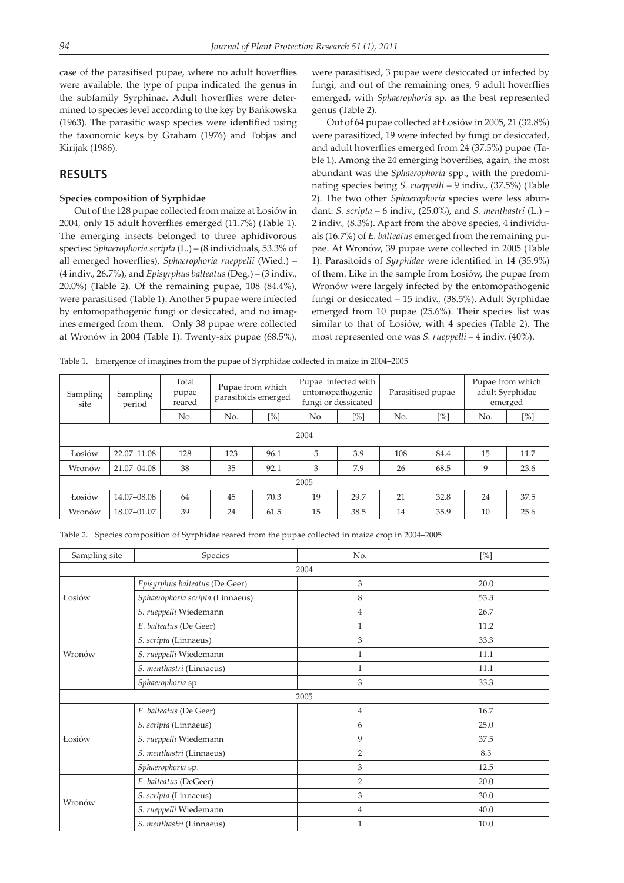case of the parasitised pupae, where no adult hoverflies were available, the type of pupa indicated the genus in the subfamily Syrphinae. Adult hoverflies were determined to species level according to the key by Bańkowska (1963). The parasitic wasp species were identified using the taxonomic keys by Graham (1976) and Tobjas and Kirijak (1986).

## RESULTS

### Species composition of Syrphidae

Out of the 128 pupae collected from maize at Łosiów in 2004, only 15 adult hoverflies emerged (11.7%) (Table 1). The emerging insects belonged to three aphidivorous species: *Sphaerophoria scripta* (L.) – (8 individuals, 53.3% of all emerged hoverflies), *Sphaerophoria rueppelli* (Wied.) – (4 indiv., 26.7%), and *Episyrphus balteatus* (Deg.) – (3 indiv., 20.0%) (Table 2). Of the remaining pupae, 108 (84.4%), were parasitised (Table 1). Another 5 pupae were infected by entomopathogenic fungi or desiccated, and no imagines emerged from them. Only 38 pupae were collected at Wronów in 2004 (Table 1). Twenty-six pupae (68.5%), were parasitised, 3 pupae were desiccated or infected by fungi, and out of the remaining ones, 9 adult hoverflies emerged, with *Sphaerophoria* sp. as the best represented genus (Table 2).

Out of 64 pupae collected at Łosiów in 2005, 21 (32.8%) were parasitized, 19 were infected by fungi or desiccated, and adult hoverflies emerged from 24 (37.5%) pupae (Table 1). Among the 24 emerging hoverflies, again, the most abundant was the *Sphaerophoria* spp., with the predominating species being *S. rueppelli* – 9 indiv., (37.5%) (Table 2). The two other *Sphaerophoria* species were less abundant: *S. scripta* – 6 indiv., (25.0%), and *S. menthastri* (L.) – 2 indiv., (8.3%). Apart from the above species, 4 individuals (16.7%) of *E. balteatus* emerged from the remaining pupae. At Wronów, 39 pupae were collected in 2005 (Table 1). Parasitoids of *Syrphidae* were identified in 14 (35.9%) of them. Like in the sample from Łosiów, the pupae from Wronów were largely infected by the entomopathogenic fungi or desiccated – 15 indiv., (38.5%). Adult Syrphidae emerged from 10 pupae (25.6%). Their species list was similar to that of Łosiów, with 4 species (Table 2). The most represented one was *S. rueppelli* – 4 indiv. (40%).

Table 1. Emergence of imagines from the pupae of Syrphidae collected in maize in 2004–2005

| Sampling site | Sampling period | Total pupae reared | Pupae from which parasitoids emerged | | Pupae infected with entomopathogenic fungi or dessicated | | Parasitised pupae | | Pupae from which adult Syrphidae emerged | |
|---|---|---|---|---|---|---|---|---|---|---|
| | | No. | No. | [%] | No. | [%] | No. | [%] | No. | [%] |
| 2004 | | | | | | | | | | |
| Łosiów | 22.07–11.08 | 128 | 123 | 96.1 | 5 | 3.9 | 108 | 84.4 | 15 | 11.7 |
| Wronów | 21.07–04.08 | 38 | 35 | 92.1 | 3 | 7.9 | 26 | 68.5 | 9 | 23.6 |
| 2005 | | | | | | | | | | |
| Łosiów | 14.07–08.08 | 64 | 45 | 70.3 | 19 | 29.7 | 21 | 32.8 | 24 | 37.5 |
| Wronów | 18.07–01.07 | 39 | 24 | 61.5 | 15 | 38.5 | 14 | 35.9 | 10 | 25.6 |

Table 2. Species composition of Syrphidae reared from the pupae collected in maize crop in 2004–2005

| Sampling site | Species | No. | [%] |
|---|---|---|---|
| 2004 | | | |
| Łosiów | *Episyrphus balteatus* (De Geer) | 3 | 20.0 |
| | *Sphaerophoria scripta* (Linnaeus) | 8 | 53.3 |
| | *S. rueppelli* Wiedemann | 4 | 26.7 |
| Wronów | *E. balteatus* (De Geer) | 1 | 11.2 |
| | *S. scripta* (Linnaeus) | 3 | 33.3 |
| | *S. rueppelli* Wiedemann | 1 | 11.1 |
| | *S. menthastri* (Linnaeus) | 1 | 11.1 |
| | *Sphaerophoria* sp. | 3 | 33.3 |
| 2005 | | | |
| Łosiów | *E. balteatus* (De Geer) | 4 | 16.7 |
| | *S. scripta* (Linnaeus) | 6 | 25.0 |
| | *S. rueppelli* Wiedemann | 9 | 37.5 |
| | *S. menthastri* (Linnaeus) | 2 | 8.3 |
| | *Sphaerophoria* sp. | 3 | 12.5 |
| Wronów | *E. balteatus* (DeGeer) | 2 | 20.0 |
| | *S. scripta* (Linnaeus) | 3 | 30.0 |
| | *S. rueppelli* Wiedemann | 4 | 40.0 |
| | *S. menthastri* (Linnaeus) | 1 | 10.0 |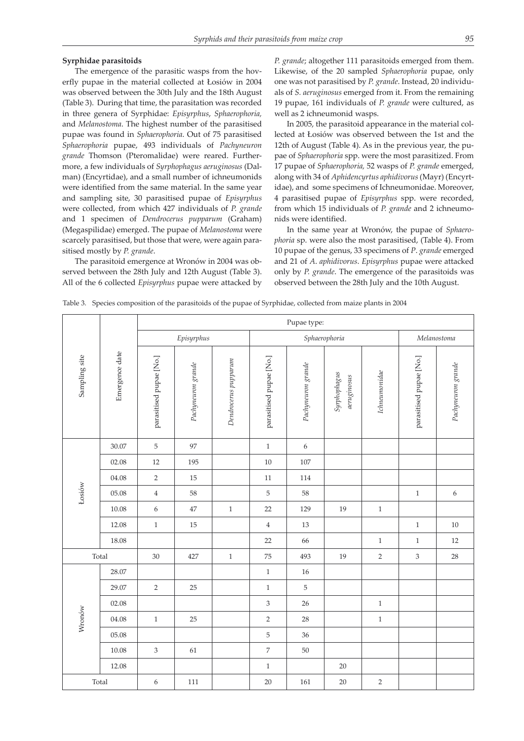**Syrphidae parasitoids**

The emergence of the parasitic wasps from the hoverfly pupae in the material collected at Łosiów in 2004 was observed between the 30th July and the 18th August (Table 3). During that time, the parasitation was recorded in three genera of Syrphidae: *Episyrphus*, *Sphaerophoria,* and *Melanostoma*. The highest number of the parasitised pupae was found in *Sphaerophoria*. Out of 75 parasitised *Sphaerophoria* pupae, 493 individuals of *Pachyneuron grande* Thomson (Pteromalidae) were reared. Furthermore, a few individuals of *Syrphophagus aeruginosus* (Dalman) (Encyrtidae), and a small number of ichneumonids were identified from the same material. In the same year and sampling site, 30 parasitised pupae of *Episyrphus* were collected, from which 427 individuals of *P. grande* and 1 specimen of *Dendrocerus pupparum* (Graham) (Megaspilidae) emerged. The pupae of *Melanostoma* were scarcely parasitised, but those that were, were again parasitised mostly by *P. grande*.

The parasitoid emergence at Wronów in 2004 was observed between the 28th July and 12th August (Table 3). All of the 6 collected *Episyrphus* pupae were attacked by *P. grande*; altogether 111 parasitoids emerged from them. Likewise, of the 20 sampled *Sphaerophoria* pupae, only one was not parasitised by *P. grande*. Instead, 20 individuals of *S. aeruginosus* emerged from it. From the remaining 19 pupae, 161 individuals of *P. grande* were cultured, as well as 2 ichneumonid wasps.

In 2005, the parasitoid appearance in the material collected at Łosiów was observed between the 1st and the 12th of August (Table 4). As in the previous year, the pupae of *Sphaerophoria* spp. were the most parasitized. From 17 pupae of *Sphaerophoria,* 52 wasps of *P. grande* emerged, along with 34 of *Aphidencyrtus aphidivorus* (Mayr) (Encyrtidae), and some specimens of Ichneumonidae. Moreover, 4 parasitised pupae of *Episyrphus* spp. were recorded, from which 15 individuals of *P. grande* and 2 ichneumonids were identified.

In the same year at Wronów, the pupae of *Sphaerophoria* sp. were also the most parasitised, (Table 4). From 10 pupae of the genus, 33 specimens of *P. grande* emerged and 21 of *A. aphidivorus*. *Episyrphus* pupae were attacked only by *P. grande*. The emergence of the parasitoids was observed between the 28th July and the 10th August.

Table 3. Species composition of the parasitoids of the pupae of Syrphidae, collected from maize plants in 2004

| Sampling site | Emergence date | Pupae type: | | | | | | | | |
|---|---|---|---|---|---|---|---|---|---|---|
| | | *Episyrphus* | | | *Sphaerophoria* | | | | *Melanostoma* | |
| | | parasitised pupae [No.] | *Pachyneuron grande* | *Dendrocerus pupparum* | parasitised pupae [No.] | *Pachyneuron grande* | *Syrphophagus aeruginosus* | *Ichneumonidae* | parasitised pupae [No.] | *Pachyneuron grande* |
| Łosiów | 30.07 | 5 | 97 | | 1 | 6 | | | | |
| | 02.08 | 12 | 195 | | 10 | 107 | | | | |
| | 04.08 | 2 | 15 | | 11 | 114 | | | | |
| | 05.08 | 4 | 58 | | 5 | 58 | | | 1 | 6 |
| | 10.08 | 6 | 47 | 1 | 22 | 129 | 19 | 1 | | |
| | 12.08 | 1 | 15 | | 4 | 13 | | | 1 | 10 |
| | 18.08 | | | | 22 | 66 | | 1 | 1 | 12 |
| Total | | 30 | 427 | 1 | 75 | 493 | 19 | 2 | 3 | 28 |
| Wronów | 28.07 | | | | 1 | 16 | | | | |
| | 29.07 | 2 | 25 | | 1 | 5 | | | | |
| | 02.08 | | | | 3 | 26 | | 1 | | |
| | 04.08 | 1 | 25 | | 2 | 28 | | 1 | | |
| | 05.08 | | | | 5 | 36 | | | | |
| | 10.08 | 3 | 61 | | 7 | 50 | | | | |
| | 12.08 | | | | 1 | | 20 | | | |
| Total | | 6 | 111 | | 20 | 161 | 20 | 2 | | |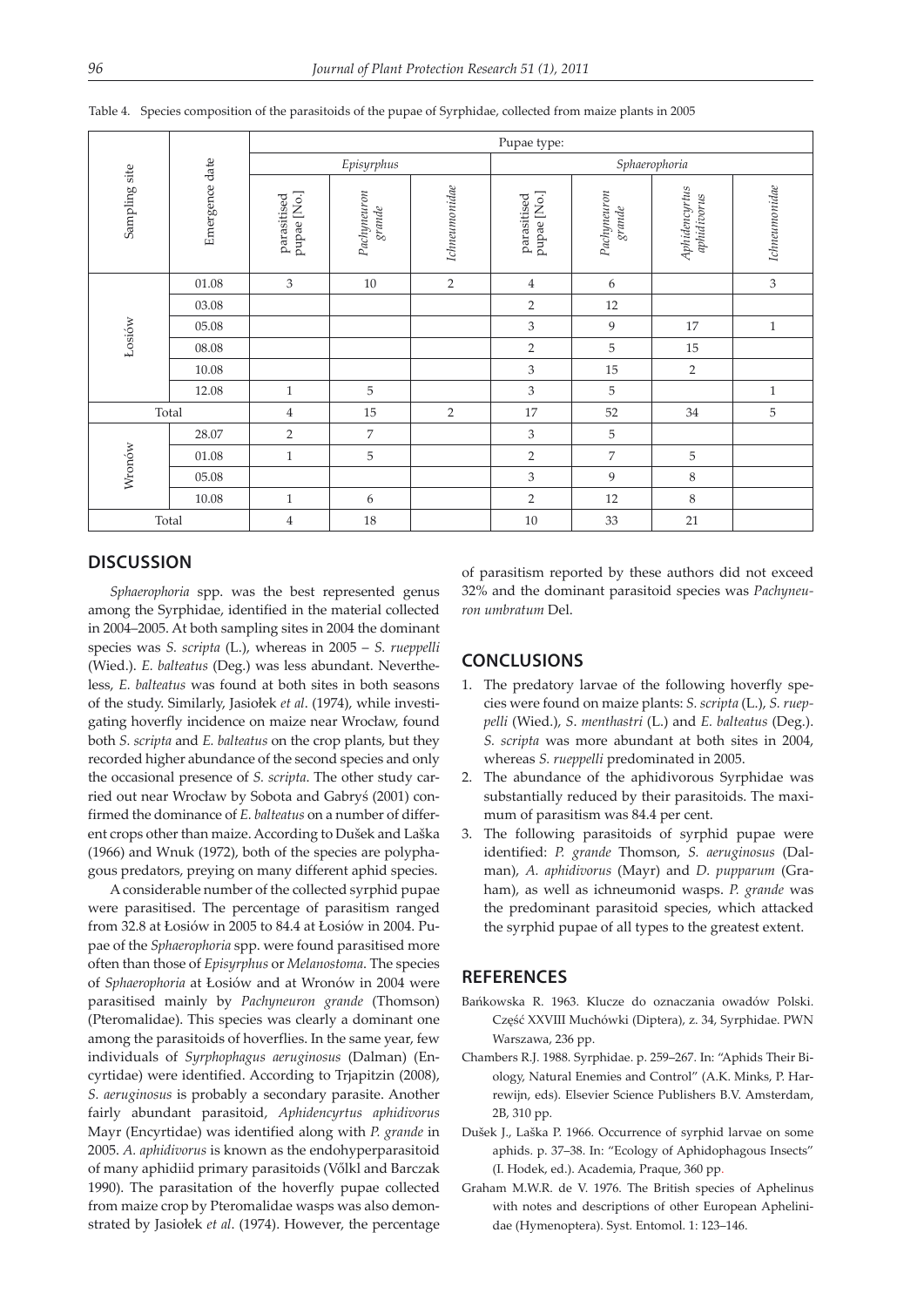Table 4. Species composition of the parasitoids of the pupae of Syrphidae, collected from maize plants in 2005

| Sampling site | Emergence date | Pupae type: | | | | | | |
|---|---|---|---|---|---|---|---|---|
| | | *Episyrphus* | | | *Sphaerophoria* | | | |
| | | parasitised pupae [No.] | *Pachyneuron grande* | *Ichneumonidae* | parasitised pupae [No.] | *Pachyneuron grande* | *Aphidencyrtus aphidivorus* | *Ichneumonidae* |
| Łosiów | 01.08 | 3 | 10 | 2 | 4 | 6 | | 3 |
| | 03.08 | | | | 2 | 12 | | |
| | 05.08 | | | | 3 | 9 | 17 | 1 |
| | 08.08 | | | | 2 | 5 | 15 | |
| | 10.08 | | | | 3 | 15 | 2 | |
| | 12.08 | 1 | 5 | | 3 | 5 | | 1 |
| Total | | 4 | 15 | 2 | 17 | 52 | 34 | 5 |
| Wronów | 28.07 | 2 | 7 | | 3 | 5 | | |
| | 01.08 | 1 | 5 | | 2 | 7 | 5 | |
| | 05.08 | | | | 3 | 9 | 8 | |
| | 10.08 | 1 | 6 | | 2 | 12 | 8 | |
| Total | | 4 | 18 | | 10 | 33 | 21 | |

## DISCUSSION

*Sphaerophoria* spp. was the best represented genus among the Syrphidae, identified in the material collected in 2004–2005. At both sampling sites in 2004 the dominant species was *S. scripta* (L.), whereas in 2005 – *S. rueppelli* (Wied.). *E. balteatus* (Deg.) was less abundant. Nevertheless, *E. balteatus* was found at both sites in both seasons of the study. Similarly, Jasiołek *et al*. (1974), while investigating hoverfly incidence on maize near Wrocław, found both *S. scripta* and *E. balteatus* on the crop plants, but they recorded higher abundance of the second species and only the occasional presence of *S. scripta*. The other study carried out near Wrocław by Sobota and Gabryś (2001) confirmed the dominance of *E. balteatus* on a number of different crops other than maize. According to Dušek and Laška (1966) and Wnuk (1972), both of the species are polyphagous predators, preying on many different aphid species.

A considerable number of the collected syrphid pupae were parasitised. The percentage of parasitism ranged from 32.8 at Łosiów in 2005 to 84.4 at Łosiów in 2004. Pupae of the *Sphaerophoria* spp. were found parasitised more often than those of *Episyrphus* or *Melanostoma*. The species of *Sphaerophoria* at Łosiów and at Wronów in 2004 were parasitised mainly by *Pachyneuron grande* (Thomson) (Pteromalidae). This species was clearly a dominant one among the parasitoids of hoverflies. In the same year, few individuals of *Syrphophagus aeruginosus* (Dalman) (Encyrtidae) were identified. According to Trjapitzin (2008), *S. aeruginosus* is probably a secondary parasite. Another fairly abundant parasitoid, *Aphidencyrtus aphidivorus* Mayr (Encyrtidae) was identified along with *P. grande* in 2005. *A. aphidivorus* is known as the endohyperparasitoid of many aphidiid primary parasitoids (Vőlkl and Barczak 1990). The parasitation of the hoverfly pupae collected from maize crop by Pteromalidae wasps was also demonstrated by Jasiołek *et al*. (1974). However, the percentage of parasitism reported by these authors did not exceed 32% and the dominant parasitoid species was *Pachyneuron umbratum* Del.

## CONCLUSIONS

1. The predatory larvae of the following hoverfly species were found on maize plants: *S. scripta* (L.), *S. rueppelli* (Wied.), *S. menthastri* (L.) and *E. balteatus* (Deg.). *S. scripta* was more abundant at both sites in 2004, whereas *S. rueppelli* predominated in 2005.
2. The abundance of the aphidivorous Syrphidae was substantially reduced by their parasitoids. The maximum of parasitism was 84.4 per cent.
3. The following parasitoids of syrphid pupae were identified: *P. grande* Thomson, *S. aeruginosus* (Dalman), *A. aphidivorus* (Mayr) and *D. pupparum* (Graham), as well as ichneumonid wasps. *P. grande* was the predominant parasitoid species, which attacked the syrphid pupae of all types to the greatest extent.

## REFERENCES

Bańkowska R. 1963. Klucze do oznaczania owadów Polski. Część XXVIII Muchówki (Diptera), z. 34, Syrphidae. PWN Warszawa, 236 pp.

Chambers R.J. 1988. Syrphidae. p. 259–267. In: "Aphids Their Biology, Natural Enemies and Control" (A.K. Minks, P. Harrewijn, eds). Elsevier Science Publishers B.V. Amsterdam, 2B, 310 pp.

Dušek J., Laška P. 1966. Occurrence of syrphid larvae on some aphids. p. 37–38. In: "Ecology of Aphidophagous Insects" (I. Hodek, ed.). Academia, Praque, 360 pp.

Graham M.W.R. de V. 1976. The British species of Aphelinus with notes and descriptions of other European Aphelinidae (Hymenoptera). Syst. Entomol. 1: 123–146.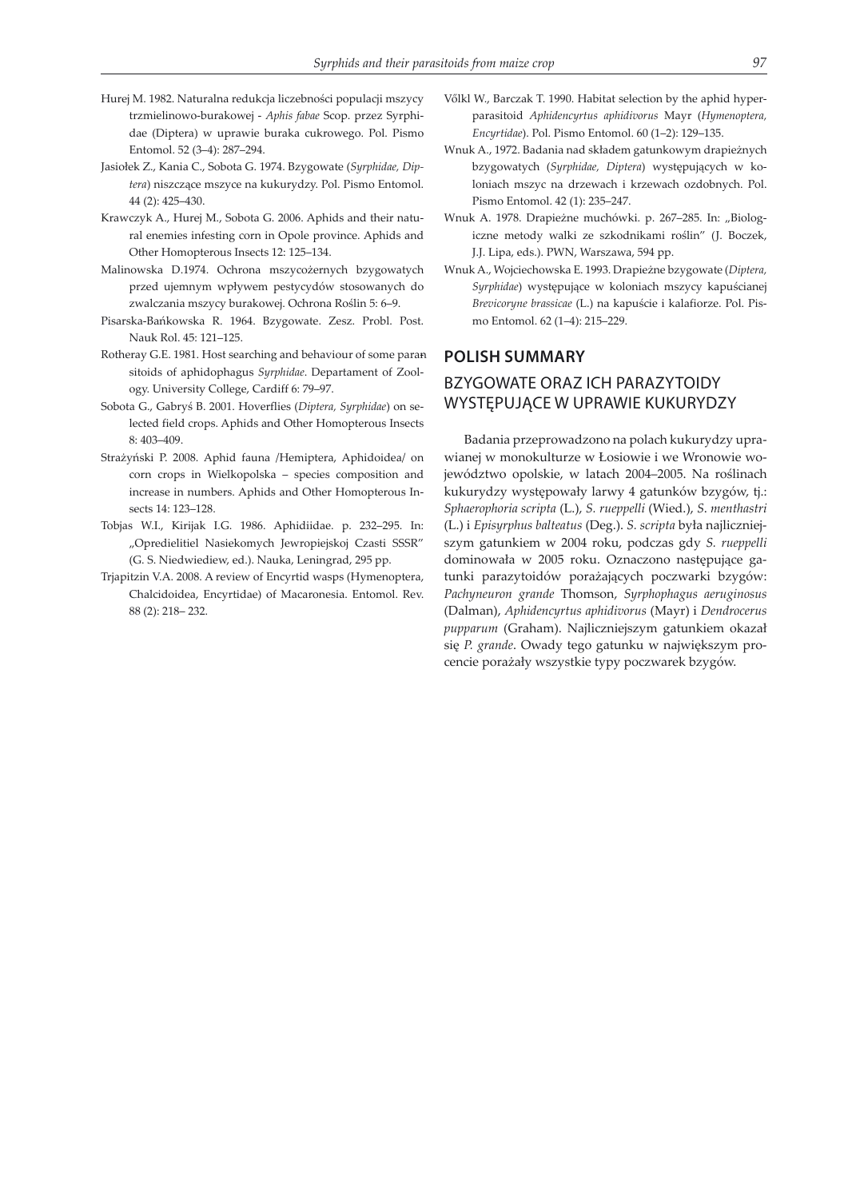Hurej M. 1982. Naturalna redukcja liczebności populacji mszycy trzmielinowo-burakowej - *Aphis fabae* Scop. przez Syrphidae (Diptera) w uprawie buraka cukrowego. Pol. Pismo Entomol. 52 (3–4): 287–294.

Jasiołek Z., Kania C., Sobota G. 1974. Bzygowate (*Syrphidae, Diptera*) niszczące mszyce na kukurydzy. Pol. Pismo Entomol. 44 (2): 425–430.

Krawczyk A., Hurej M., Sobota G. 2006. Aphids and their natural enemies infesting corn in Opole province. Aphids and Other Homopterous Insects 12: 125–134.

Malinowska D.1974. Ochrona mszycożernych bzygowatych przed ujemnym wpływem pestycydów stosowanych do zwalczania mszycy burakowej. Ochrona Roślin 5: 6–9.

Pisarska-Bańkowska R. 1964. Bzygowate. Zesz. Probl. Post. Nauk Rol. 45: 121–125.

Rotheray G.E. 1981. Host searching and behaviour of some parasitoids of aphidophagus *Syrphidae*. Departament of Zoology. University College, Cardiff 6: 79–97.

Sobota G., Gabryś B. 2001. Hoverflies (*Diptera, Syrphidae*) on selected field crops. Aphids and Other Homopterous Insects 8: 403–409.

Strażyński P. 2008. Aphid fauna /Hemiptera, Aphidoidea/ on corn crops in Wielkopolska – species composition and increase in numbers. Aphids and Other Homopterous Insects 14: 123–128.

Tobjas W.I., Kirijak I.G. 1986. Aphidiidae. p. 232–295. In: „Opredielitiel Nasiekomych Jewropiejskoj Czasti SSSR" (G. S. Niedwiediew, ed.). Nauka, Leningrad, 295 pp.

Trjapitzin V.A. 2008. A review of Encyrtid wasps (Hymenoptera, Chalcidoidea, Encyrtidae) of Macaronesia. Entomol. Rev. 88 (2): 218– 232.

Vőlkl W., Barczak T. 1990. Habitat selection by the aphid hyperparasitoid *Aphidencyrtus aphidivorus* Mayr (*Hymenoptera, Encyrtidae*). Pol. Pismo Entomol. 60 (1–2): 129–135.

Wnuk A., 1972. Badania nad składem gatunkowym drapieżnych bzygowatych (*Syrphidae, Diptera*) występujących w koloniach mszyc na drzewach i krzewach ozdobnych. Pol. Pismo Entomol. 42 (1): 235–247.

Wnuk A. 1978. Drapieżne muchówki. p. 267–285. In: „Biologiczne metody walki ze szkodnikami roślin" (J. Boczek, J.J. Lipa, eds.). PWN, Warszawa, 594 pp.

Wnuk A., Wojciechowska E. 1993. Drapieżne bzygowate (*Diptera, Syrphidae*) występujące w koloniach mszycy kapuścianej *Brevicoryne brassicae* (L.) na kapuście i kalafiorze. Pol. Pismo Entomol. 62 (1–4): 215–229.

## POLISH SUMMARY

## BZYGOWATE ORAZ ICH PARAZYTOIDY WYSTĘPUJĄCE W UPRAWIE KUKURYDZY

Badania przeprowadzono na polach kukurydzy uprawianej w monokulturze w Łosiowie i we Wronowie województwo opolskie, w latach 2004–2005. Na roślinach kukurydzy występowały larwy 4 gatunków bzygów, tj.: *Sphaerophoria scripta* (L.), *S. rueppelli* (Wied.), *S. menthastri* (L.) i *Episyrphus balteatus* (Deg.). *S. scripta* była najliczniejszym gatunkiem w 2004 roku, podczas gdy *S. rueppelli* dominowała w 2005 roku. Oznaczono następujące gatunki parazytoidów porażających poczwarki bzygów: *Pachyneuron grande* Thomson, *Syrphophagus aeruginosus* (Dalman), *Aphidencyrtus aphidivorus* (Mayr) i *Dendrocerus pupparum* (Graham). Najliczniejszym gatunkiem okazał się *P. grande*. Owady tego gatunku w największym procencie porażały wszystkie typy poczwarek bzygów.